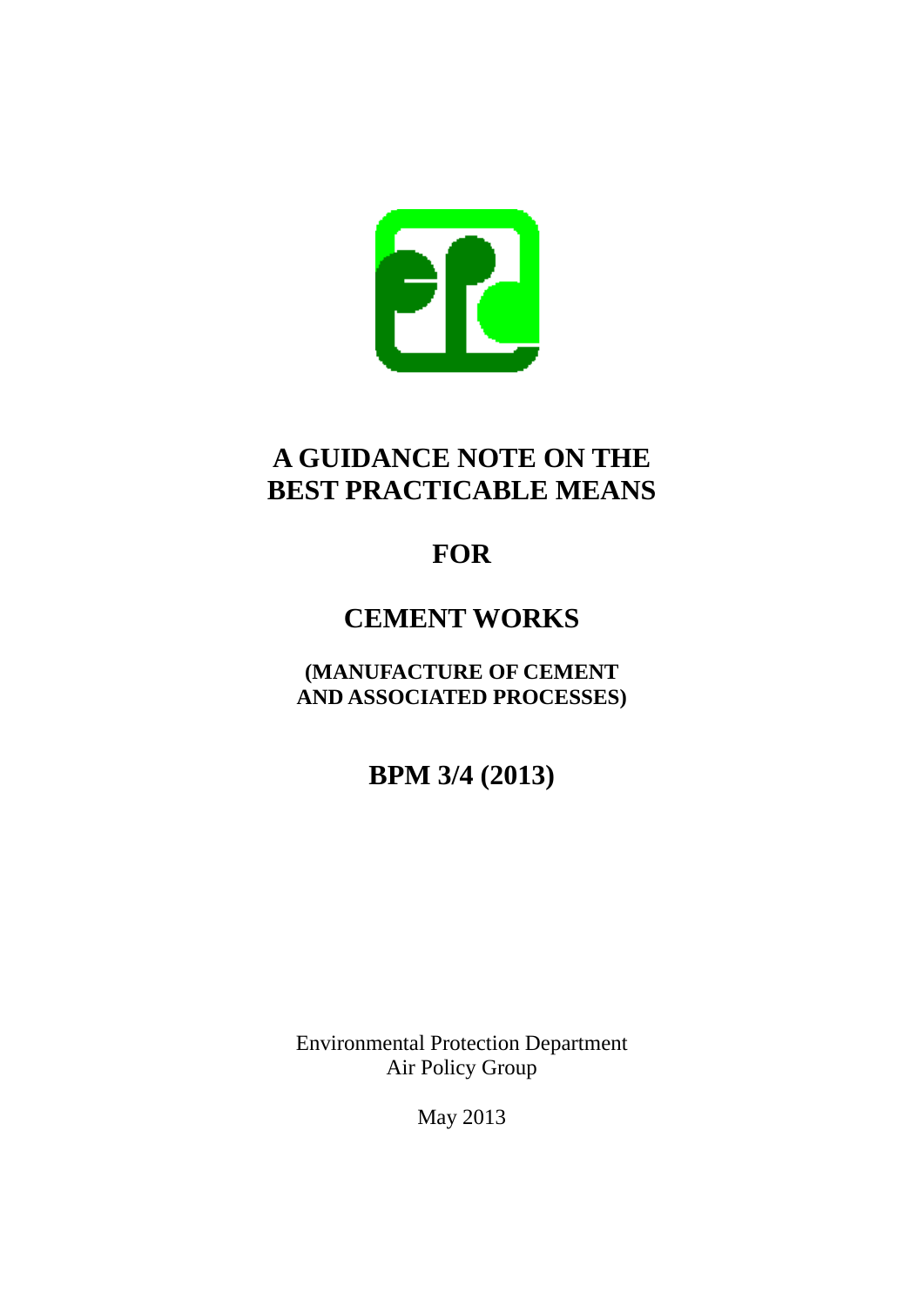# A GUIDANCE NOTE ON THE BEST PRACTICABLE MEANS

# FOR

# CEMENT WORKS

**(MANUFACTURE OF CEMENT AND ASSOCIATED PROCESSES)**

## BPM 3/4 (2013)

Environmental Protection Department
Air Policy Group

May 2013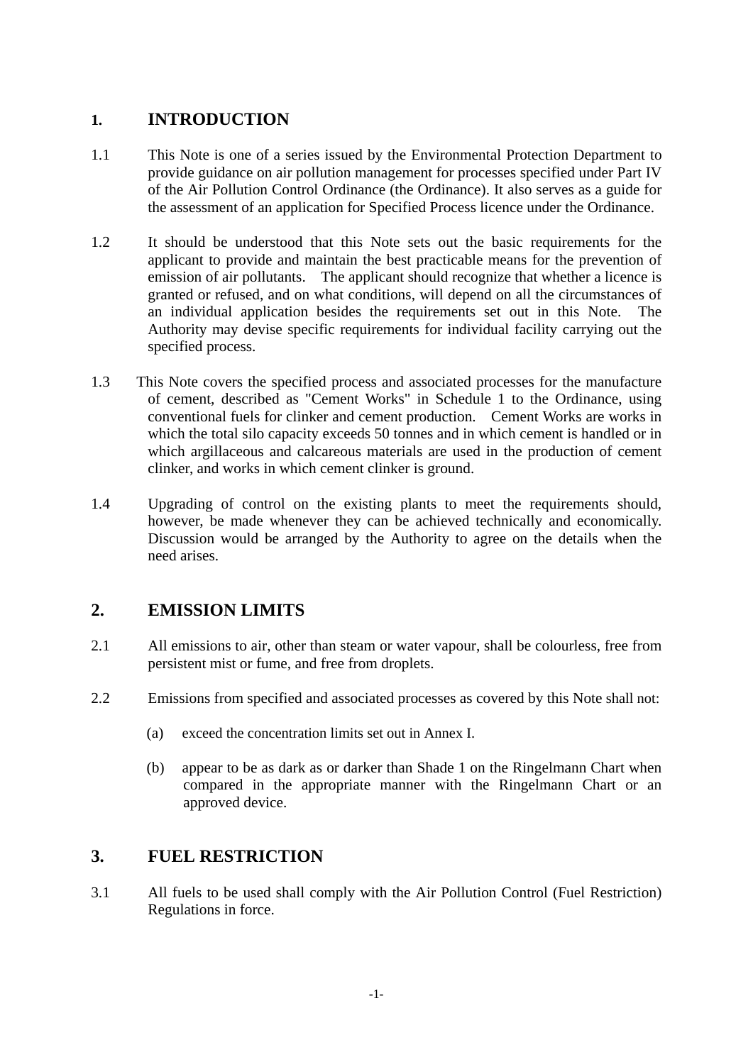## 1. INTRODUCTION

1.1 This Note is one of a series issued by the Environmental Protection Department to provide guidance on air pollution management for processes specified under Part IV of the Air Pollution Control Ordinance (the Ordinance). It also serves as a guide for the assessment of an application for Specified Process licence under the Ordinance.

1.2 It should be understood that this Note sets out the basic requirements for the applicant to provide and maintain the best practicable means for the prevention of emission of air pollutants. The applicant should recognize that whether a licence is granted or refused, and on what conditions, will depend on all the circumstances of an individual application besides the requirements set out in this Note. The Authority may devise specific requirements for individual facility carrying out the specified process.

1.3 This Note covers the specified process and associated processes for the manufacture of cement, described as "Cement Works" in Schedule 1 to the Ordinance, using conventional fuels for clinker and cement production. Cement Works are works in which the total silo capacity exceeds 50 tonnes and in which cement is handled or in which argillaceous and calcareous materials are used in the production of cement clinker, and works in which cement clinker is ground.

1.4 Upgrading of control on the existing plants to meet the requirements should, however, be made whenever they can be achieved technically and economically. Discussion would be arranged by the Authority to agree on the details when the need arises.

## 2. EMISSION LIMITS

2.1 All emissions to air, other than steam or water vapour, shall be colourless, free from persistent mist or fume, and free from droplets.

2.2 Emissions from specified and associated processes as covered by this Note shall not:

(a) exceed the concentration limits set out in Annex I.

(b) appear to be as dark as or darker than Shade 1 on the Ringelmann Chart when compared in the appropriate manner with the Ringelmann Chart or an approved device.

## 3. FUEL RESTRICTION

3.1 All fuels to be used shall comply with the Air Pollution Control (Fuel Restriction) Regulations in force.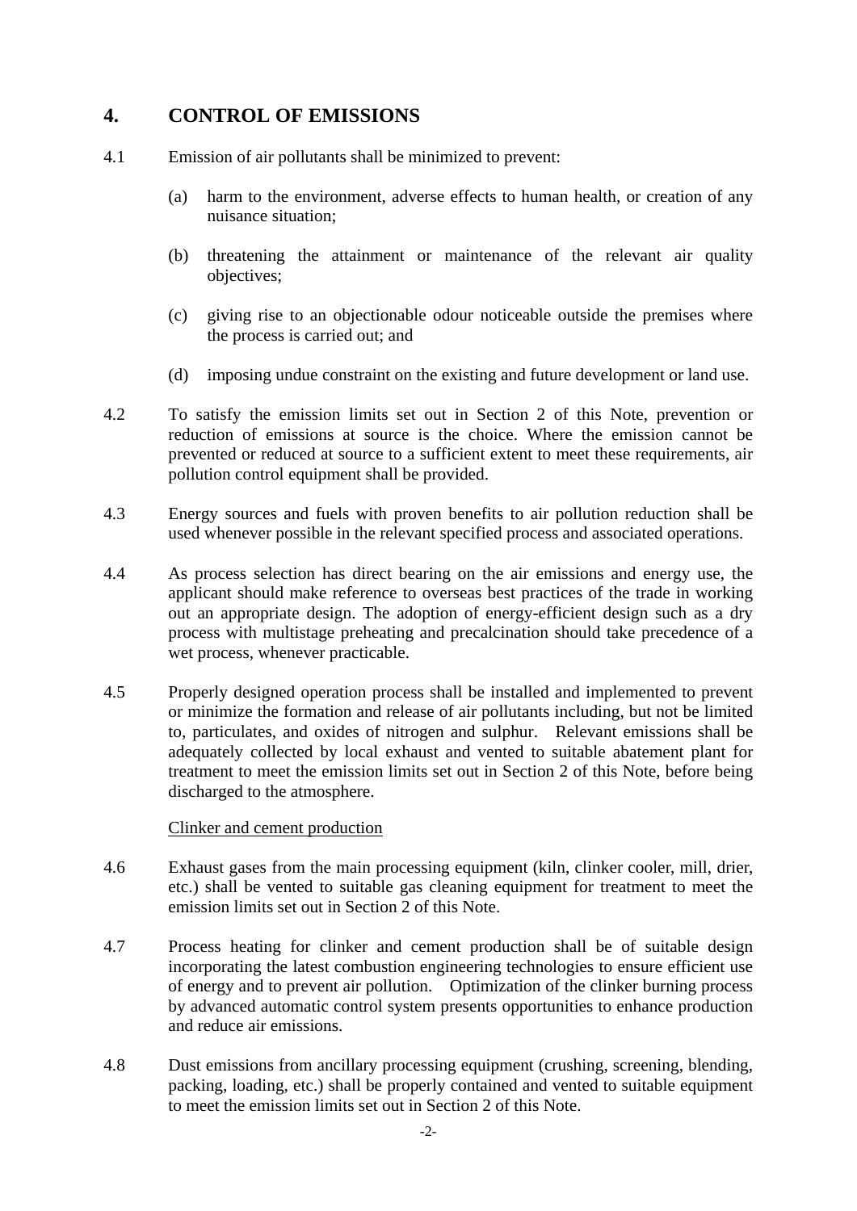## 4. CONTROL OF EMISSIONS

4.1 Emission of air pollutants shall be minimized to prevent:

(a) harm to the environment, adverse effects to human health, or creation of any nuisance situation;

(b) threatening the attainment or maintenance of the relevant air quality objectives;

(c) giving rise to an objectionable odour noticeable outside the premises where the process is carried out; and

(d) imposing undue constraint on the existing and future development or land use.

4.2 To satisfy the emission limits set out in Section 2 of this Note, prevention or reduction of emissions at source is the choice. Where the emission cannot be prevented or reduced at source to a sufficient extent to meet these requirements, air pollution control equipment shall be provided.

4.3 Energy sources and fuels with proven benefits to air pollution reduction shall be used whenever possible in the relevant specified process and associated operations.

4.4 As process selection has direct bearing on the air emissions and energy use, the applicant should make reference to overseas best practices of the trade in working out an appropriate design. The adoption of energy-efficient design such as a dry process with multistage preheating and precalcination should take precedence of a wet process, whenever practicable.

4.5 Properly designed operation process shall be installed and implemented to prevent or minimize the formation and release of air pollutants including, but not be limited to, particulates, and oxides of nitrogen and sulphur. Relevant emissions shall be adequately collected by local exhaust and vented to suitable abatement plant for treatment to meet the emission limits set out in Section 2 of this Note, before being discharged to the atmosphere.

<u>Clinker and cement production</u>

4.6 Exhaust gases from the main processing equipment (kiln, clinker cooler, mill, drier, etc.) shall be vented to suitable gas cleaning equipment for treatment to meet the emission limits set out in Section 2 of this Note.

4.7 Process heating for clinker and cement production shall be of suitable design incorporating the latest combustion engineering technologies to ensure efficient use of energy and to prevent air pollution. Optimization of the clinker burning process by advanced automatic control system presents opportunities to enhance production and reduce air emissions.

4.8 Dust emissions from ancillary processing equipment (crushing, screening, blending, packing, loading, etc.) shall be properly contained and vented to suitable equipment to meet the emission limits set out in Section 2 of this Note.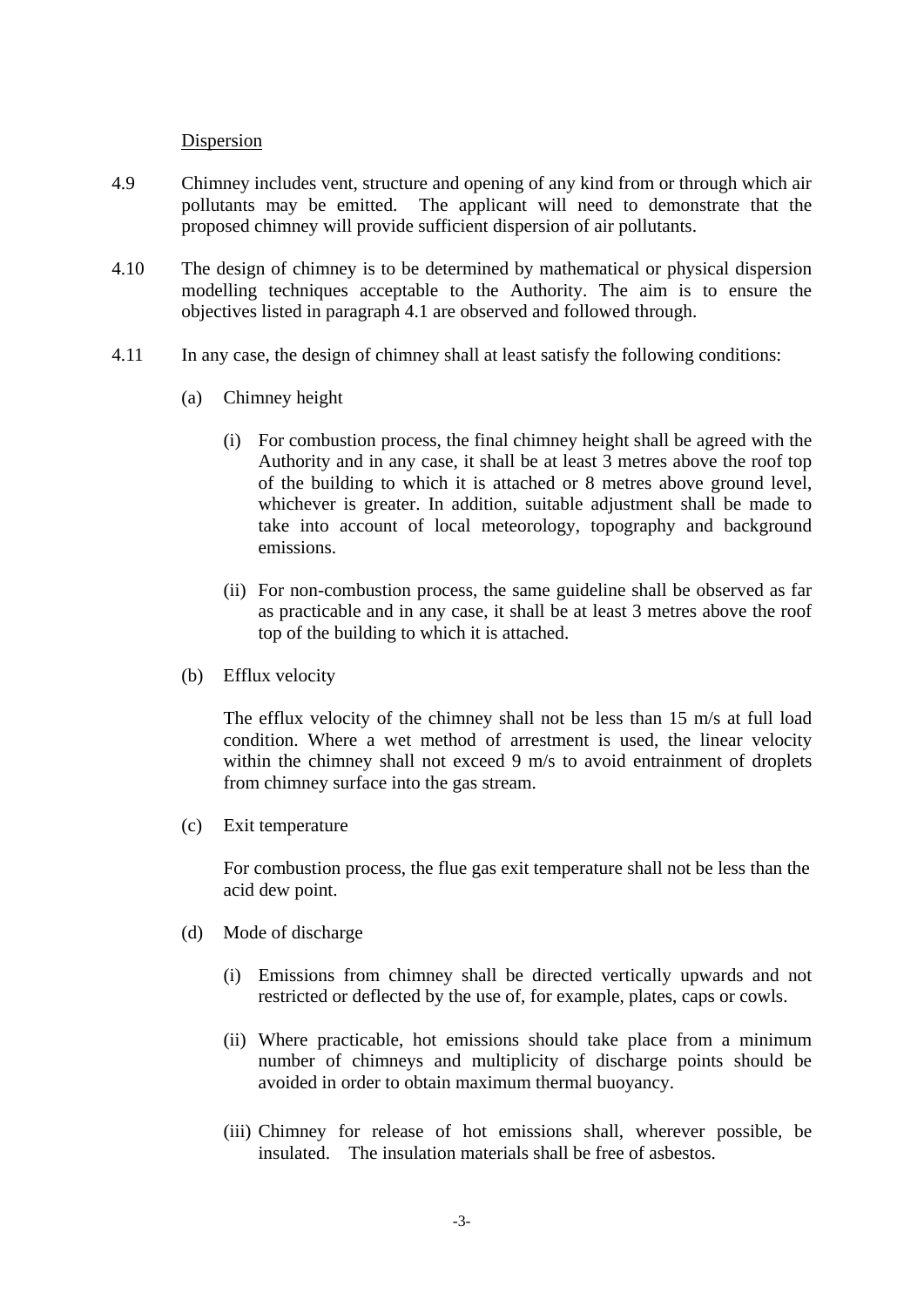<u>Dispersion</u>

4.9 Chimney includes vent, structure and opening of any kind from or through which air pollutants may be emitted. The applicant will need to demonstrate that the proposed chimney will provide sufficient dispersion of air pollutants.

4.10 The design of chimney is to be determined by mathematical or physical dispersion modelling techniques acceptable to the Authority. The aim is to ensure the objectives listed in paragraph 4.1 are observed and followed through.

4.11 In any case, the design of chimney shall at least satisfy the following conditions:

(a) Chimney height

(i) For combustion process, the final chimney height shall be agreed with the Authority and in any case, it shall be at least 3 metres above the roof top of the building to which it is attached or 8 metres above ground level, whichever is greater. In addition, suitable adjustment shall be made to take into account of local meteorology, topography and background emissions.

(ii) For non-combustion process, the same guideline shall be observed as far as practicable and in any case, it shall be at least 3 metres above the roof top of the building to which it is attached.

(b) Efflux velocity

The efflux velocity of the chimney shall not be less than 15 m/s at full load condition. Where a wet method of arrestment is used, the linear velocity within the chimney shall not exceed 9 m/s to avoid entrainment of droplets from chimney surface into the gas stream.

(c) Exit temperature

For combustion process, the flue gas exit temperature shall not be less than the acid dew point.

(d) Mode of discharge

(i) Emissions from chimney shall be directed vertically upwards and not restricted or deflected by the use of, for example, plates, caps or cowls.

(ii) Where practicable, hot emissions should take place from a minimum number of chimneys and multiplicity of discharge points should be avoided in order to obtain maximum thermal buoyancy.

(iii) Chimney for release of hot emissions shall, wherever possible, be insulated. The insulation materials shall be free of asbestos.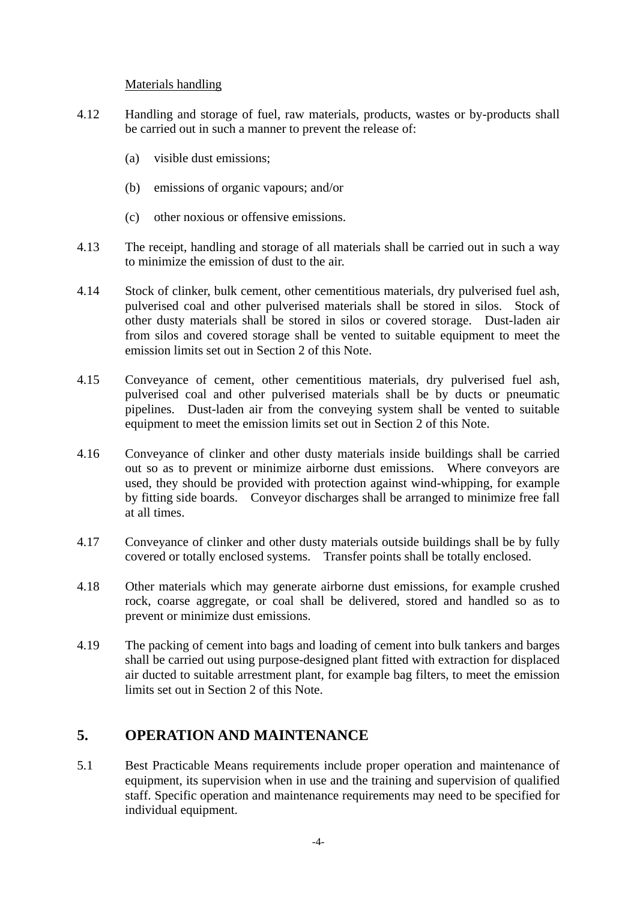<u>Materials handling</u>

4.12 Handling and storage of fuel, raw materials, products, wastes or by-products shall be carried out in such a manner to prevent the release of:

(a) visible dust emissions;

(b) emissions of organic vapours; and/or

(c) other noxious or offensive emissions.

4.13 The receipt, handling and storage of all materials shall be carried out in such a way to minimize the emission of dust to the air.

4.14 Stock of clinker, bulk cement, other cementitious materials, dry pulverised fuel ash, pulverised coal and other pulverised materials shall be stored in silos. Stock of other dusty materials shall be stored in silos or covered storage. Dust-laden air from silos and covered storage shall be vented to suitable equipment to meet the emission limits set out in Section 2 of this Note.

4.15 Conveyance of cement, other cementitious materials, dry pulverised fuel ash, pulverised coal and other pulverised materials shall be by ducts or pneumatic pipelines. Dust-laden air from the conveying system shall be vented to suitable equipment to meet the emission limits set out in Section 2 of this Note.

4.16 Conveyance of clinker and other dusty materials inside buildings shall be carried out so as to prevent or minimize airborne dust emissions. Where conveyors are used, they should be provided with protection against wind-whipping, for example by fitting side boards. Conveyor discharges shall be arranged to minimize free fall at all times.

4.17 Conveyance of clinker and other dusty materials outside buildings shall be by fully covered or totally enclosed systems. Transfer points shall be totally enclosed.

4.18 Other materials which may generate airborne dust emissions, for example crushed rock, coarse aggregate, or coal shall be delivered, stored and handled so as to prevent or minimize dust emissions.

4.19 The packing of cement into bags and loading of cement into bulk tankers and barges shall be carried out using purpose-designed plant fitted with extraction for displaced air ducted to suitable arrestment plant, for example bag filters, to meet the emission limits set out in Section 2 of this Note.

## 5. OPERATION AND MAINTENANCE

5.1 Best Practicable Means requirements include proper operation and maintenance of equipment, its supervision when in use and the training and supervision of qualified staff. Specific operation and maintenance requirements may need to be specified for individual equipment.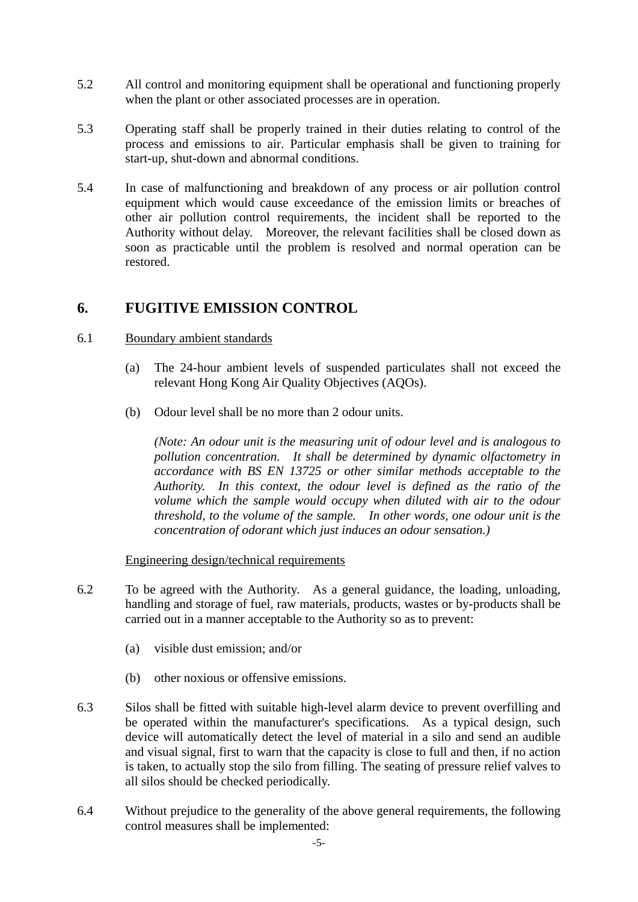5.2 All control and monitoring equipment shall be operational and functioning properly when the plant or other associated processes are in operation.

5.3 Operating staff shall be properly trained in their duties relating to control of the process and emissions to air. Particular emphasis shall be given to training for start-up, shut-down and abnormal conditions.

5.4 In case of malfunctioning and breakdown of any process or air pollution control equipment which would cause exceedance of the emission limits or breaches of other air pollution control requirements, the incident shall be reported to the Authority without delay. Moreover, the relevant facilities shall be closed down as soon as practicable until the problem is resolved and normal operation can be restored.

## 6. FUGITIVE EMISSION CONTROL

6.1 Boundary ambient standards

(a) The 24-hour ambient levels of suspended particulates shall not exceed the relevant Hong Kong Air Quality Objectives (AQOs).

(b) Odour level shall be no more than 2 odour units.

*(Note: An odour unit is the measuring unit of odour level and is analogous to pollution concentration. It shall be determined by dynamic olfactometry in accordance with BS EN 13725 or other similar methods acceptable to the Authority. In this context, the odour level is defined as the ratio of the volume which the sample would occupy when diluted with air to the odour threshold, to the volume of the sample. In other words, one odour unit is the concentration of odorant which just induces an odour sensation.)*

Engineering design/technical requirements

6.2 To be agreed with the Authority. As a general guidance, the loading, unloading, handling and storage of fuel, raw materials, products, wastes or by-products shall be carried out in a manner acceptable to the Authority so as to prevent:

(a) visible dust emission; and/or

(b) other noxious or offensive emissions.

6.3 Silos shall be fitted with suitable high-level alarm device to prevent overfilling and be operated within the manufacturer's specifications. As a typical design, such device will automatically detect the level of material in a silo and send an audible and visual signal, first to warn that the capacity is close to full and then, if no action is taken, to actually stop the silo from filling. The seating of pressure relief valves to all silos should be checked periodically.

6.4 Without prejudice to the generality of the above general requirements, the following control measures shall be implemented: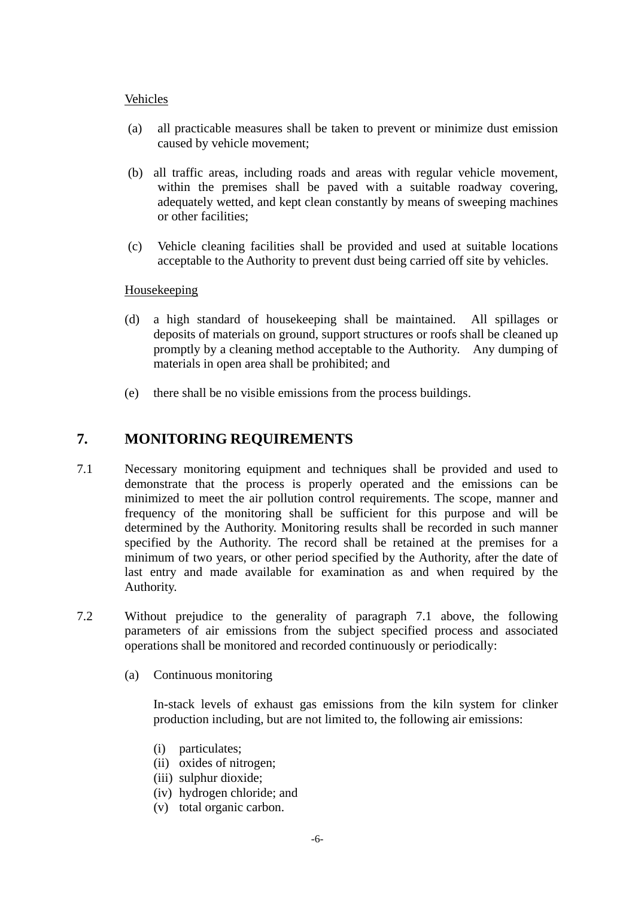Vehicles

(a) all practicable measures shall be taken to prevent or minimize dust emission caused by vehicle movement;

(b) all traffic areas, including roads and areas with regular vehicle movement, within the premises shall be paved with a suitable roadway covering, adequately wetted, and kept clean constantly by means of sweeping machines or other facilities;

(c) Vehicle cleaning facilities shall be provided and used at suitable locations acceptable to the Authority to prevent dust being carried off site by vehicles.

Housekeeping

(d) a high standard of housekeeping shall be maintained. All spillages or deposits of materials on ground, support structures or roofs shall be cleaned up promptly by a cleaning method acceptable to the Authority. Any dumping of materials in open area shall be prohibited; and

(e) there shall be no visible emissions from the process buildings.

## 7. MONITORING REQUIREMENTS

7.1 Necessary monitoring equipment and techniques shall be provided and used to demonstrate that the process is properly operated and the emissions can be minimized to meet the air pollution control requirements. The scope, manner and frequency of the monitoring shall be sufficient for this purpose and will be determined by the Authority. Monitoring results shall be recorded in such manner specified by the Authority. The record shall be retained at the premises for a minimum of two years, or other period specified by the Authority, after the date of last entry and made available for examination as and when required by the Authority.

7.2 Without prejudice to the generality of paragraph 7.1 above, the following parameters of air emissions from the subject specified process and associated operations shall be monitored and recorded continuously or periodically:

(a) Continuous monitoring

In-stack levels of exhaust gas emissions from the kiln system for clinker production including, but are not limited to, the following air emissions:

(i) particulates;
(ii) oxides of nitrogen;
(iii) sulphur dioxide;
(iv) hydrogen chloride; and
(v) total organic carbon.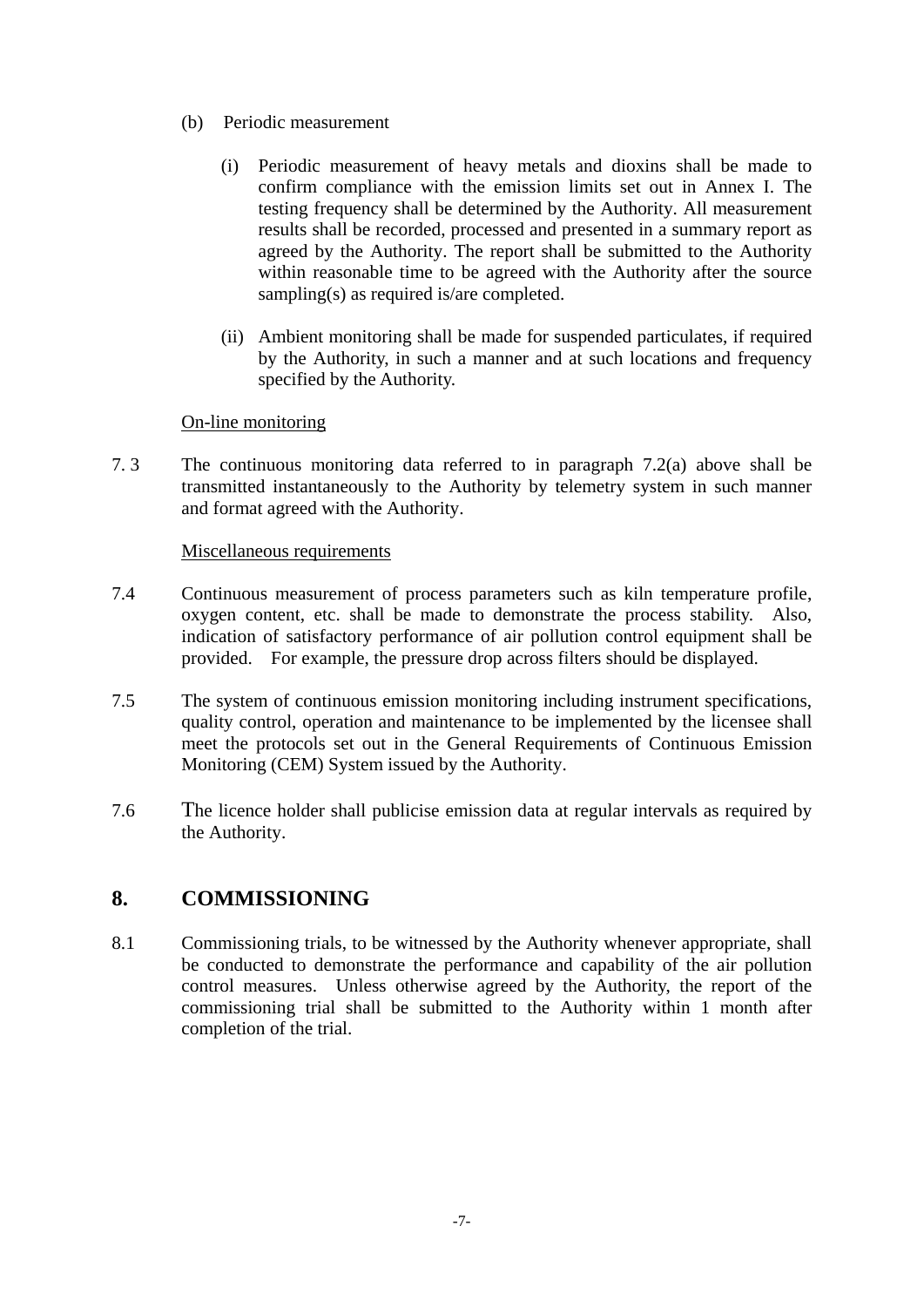(b) Periodic measurement

(i) Periodic measurement of heavy metals and dioxins shall be made to confirm compliance with the emission limits set out in Annex I. The testing frequency shall be determined by the Authority. All measurement results shall be recorded, processed and presented in a summary report as agreed by the Authority. The report shall be submitted to the Authority within reasonable time to be agreed with the Authority after the source sampling(s) as required is/are completed.

(ii) Ambient monitoring shall be made for suspended particulates, if required by the Authority, in such a manner and at such locations and frequency specified by the Authority.

<u>On-line monitoring</u>

7. 3 The continuous monitoring data referred to in paragraph 7.2(a) above shall be transmitted instantaneously to the Authority by telemetry system in such manner and format agreed with the Authority.

<u>Miscellaneous requirements</u>

7.4 Continuous measurement of process parameters such as kiln temperature profile, oxygen content, etc. shall be made to demonstrate the process stability. Also, indication of satisfactory performance of air pollution control equipment shall be provided. For example, the pressure drop across filters should be displayed.

7.5 The system of continuous emission monitoring including instrument specifications, quality control, operation and maintenance to be implemented by the licensee shall meet the protocols set out in the General Requirements of Continuous Emission Monitoring (CEM) System issued by the Authority.

7.6 The licence holder shall publicise emission data at regular intervals as required by the Authority.

## 8. COMMISSIONING

8.1 Commissioning trials, to be witnessed by the Authority whenever appropriate, shall be conducted to demonstrate the performance and capability of the air pollution control measures. Unless otherwise agreed by the Authority, the report of the commissioning trial shall be submitted to the Authority within 1 month after completion of the trial.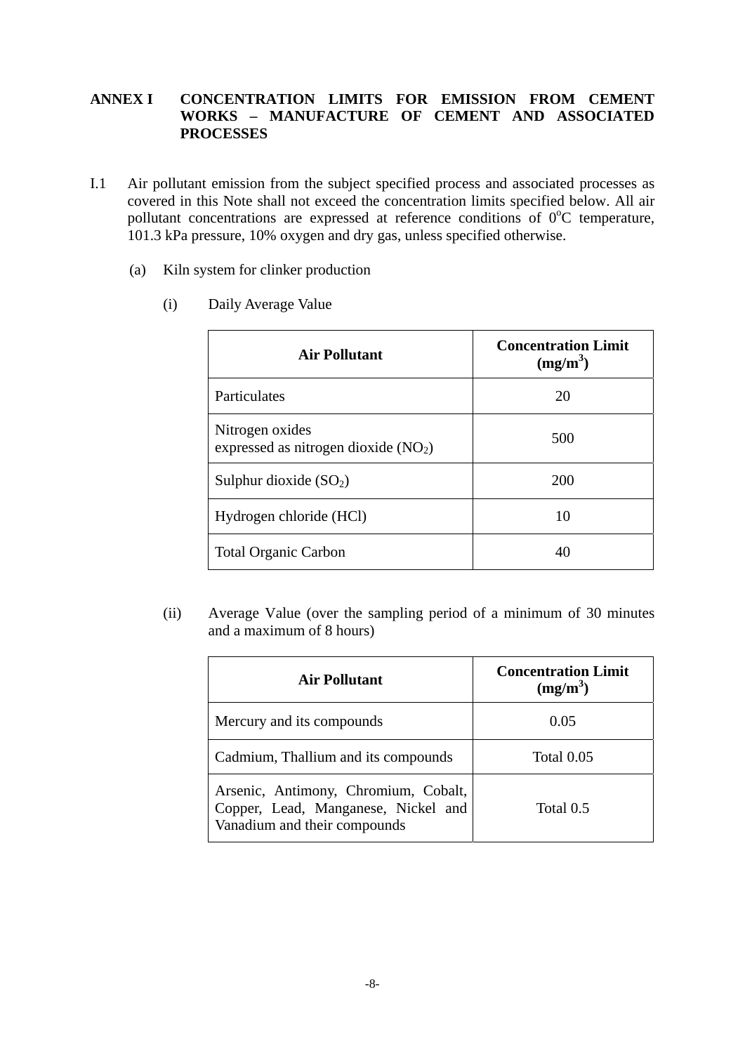## ANNEX I CONCENTRATION LIMITS FOR EMISSION FROM CEMENT WORKS – MANUFACTURE OF CEMENT AND ASSOCIATED PROCESSES

I.1 Air pollutant emission from the subject specified process and associated processes as covered in this Note shall not exceed the concentration limits specified below. All air pollutant concentrations are expressed at reference conditions of $0^{o}C$ temperature, 101.3 kPa pressure, 10% oxygen and dry gas, unless specified otherwise.

(a) Kiln system for clinker production

(i) Daily Average Value

| Air Pollutant | Concentration Limit ($mg/m^3$) |
|---|---|
| Particulates | 20 |
| Nitrogen oxides expressed as nitrogen dioxide ($NO_2$) | 500 |
| Sulphur dioxide ($SO_2$) | 200 |
| Hydrogen chloride (HCl) | 10 |
| Total Organic Carbon | 40 |

(ii) Average Value (over the sampling period of a minimum of 30 minutes and a maximum of 8 hours)

| Air Pollutant | Concentration Limit ($mg/m^3$) |
|---|---|
| Mercury and its compounds | 0.05 |
| Cadmium, Thallium and its compounds | Total 0.05 |
| Arsenic, Antimony, Chromium, Cobalt, Copper, Lead, Manganese, Nickel and Vanadium and their compounds | Total 0.5 |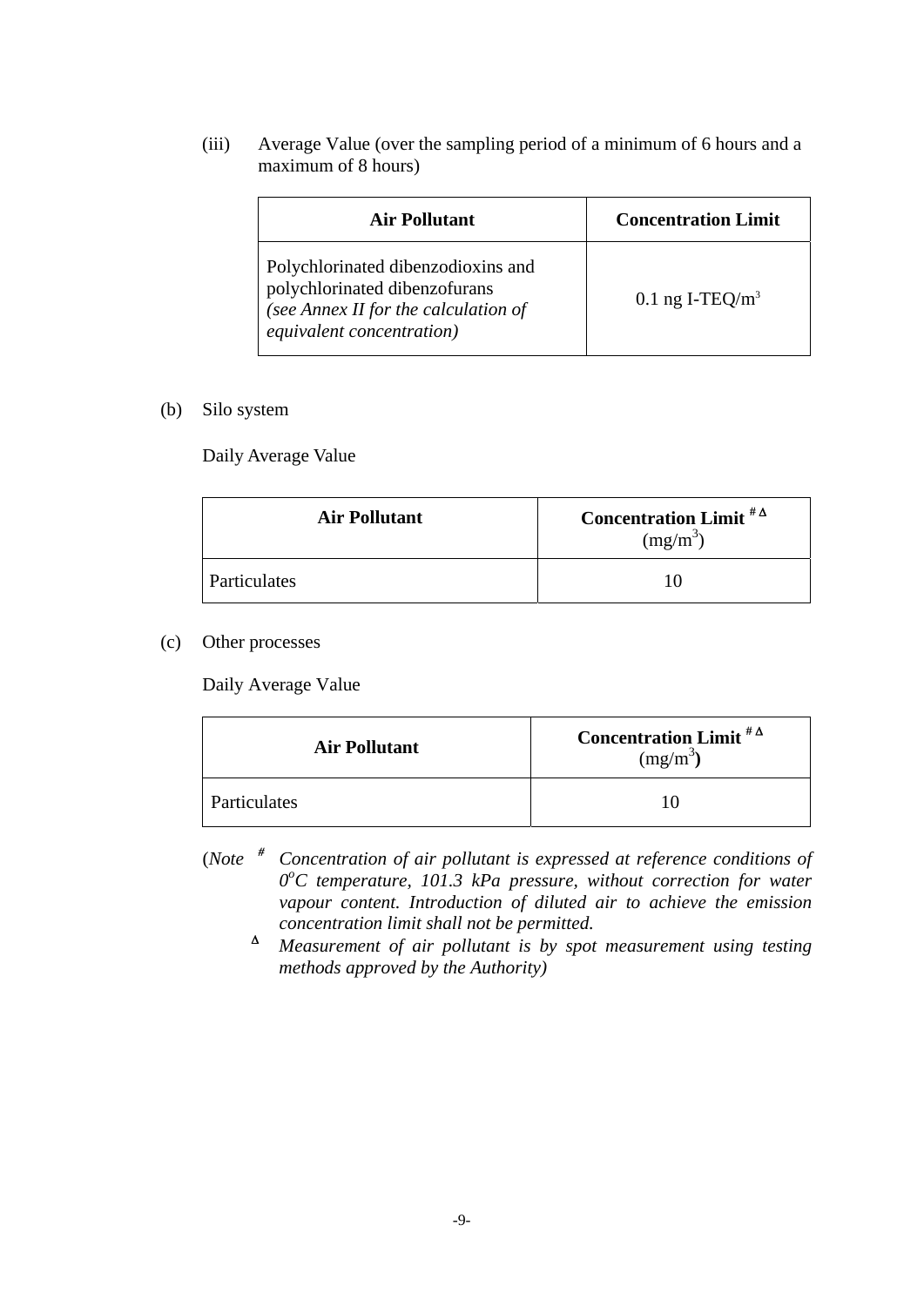(iii) Average Value (over the sampling period of a minimum of 6 hours and a maximum of 8 hours)

| Air Pollutant | Concentration Limit |
|---|---|
| Polychlorinated dibenzodioxins and polychlorinated dibenzofurans *(see Annex II for the calculation of equivalent concentration)* | 0.1 ng I-TEQ/$m^3$ |

(b) Silo system

Daily Average Value

| Air Pollutant | Concentration Limit # Δ ($mg/m^3$) |
|---|---|
| Particulates | 10 |

(c) Other processes

Daily Average Value

| Air Pollutant | Concentration Limit # Δ ($mg/m^3$) |
|---|---|
| Particulates | 10 |

(*Note* # *Concentration of air pollutant is expressed at reference conditions of $0^oC$ temperature, 101.3 kPa pressure, without correction for water vapour content. Introduction of diluted air to achieve the emission concentration limit shall not be permitted.*

Δ *Measurement of air pollutant is by spot measurement using testing methods approved by the Authority)*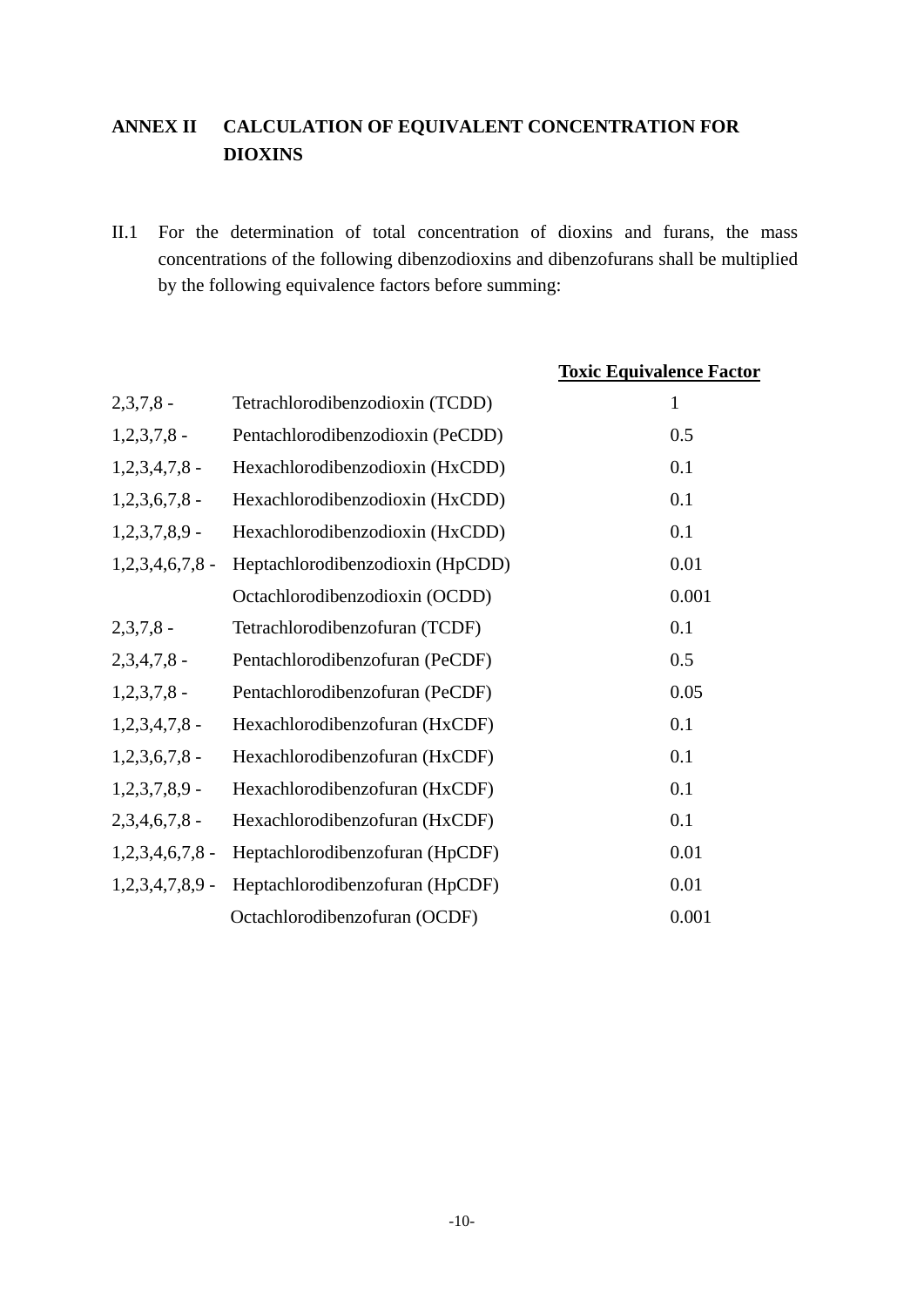## ANNEX II CALCULATION OF EQUIVALENT CONCENTRATION FOR DIOXINS

II.1 For the determination of total concentration of dioxins and furans, the mass concentrations of the following dibenzodioxins and dibenzofurans shall be multiplied by the following equivalence factors before summing:

| | | **Toxic Equivalence Factor** |
|---|---|---|
| 2,3,7,8 - | Tetrachlorodibenzodioxin (TCDD) | 1 |
| 1,2,3,7,8 - | Pentachlorodibenzodioxin (PeCDD) | 0.5 |
| 1,2,3,4,7,8 - | Hexachlorodibenzodioxin (HxCDD) | 0.1 |
| 1,2,3,6,7,8 - | Hexachlorodibenzodioxin (HxCDD) | 0.1 |
| 1,2,3,7,8,9 - | Hexachlorodibenzodioxin (HxCDD) | 0.1 |
| 1,2,3,4,6,7,8 - | Heptachlorodibenzodioxin (HpCDD) | 0.01 |
| | Octachlorodibenzodioxin (OCDD) | 0.001 |
| 2,3,7,8 - | Tetrachlorodibenzofuran (TCDF) | 0.1 |
| 2,3,4,7,8 - | Pentachlorodibenzofuran (PeCDF) | 0.5 |
| 1,2,3,7,8 - | Pentachlorodibenzofuran (PeCDF) | 0.05 |
| 1,2,3,4,7,8 - | Hexachlorodibenzofuran (HxCDF) | 0.1 |
| 1,2,3,6,7,8 - | Hexachlorodibenzofuran (HxCDF) | 0.1 |
| 1,2,3,7,8,9 - | Hexachlorodibenzofuran (HxCDF) | 0.1 |
| 2,3,4,6,7,8 - | Hexachlorodibenzofuran (HxCDF) | 0.1 |
| 1,2,3,4,6,7,8 - | Heptachlorodibenzofuran (HpCDF) | 0.01 |
| 1,2,3,4,7,8,9 - | Heptachlorodibenzofuran (HpCDF) | 0.01 |
| | Octachlorodibenzofuran (OCDF) | 0.001 |